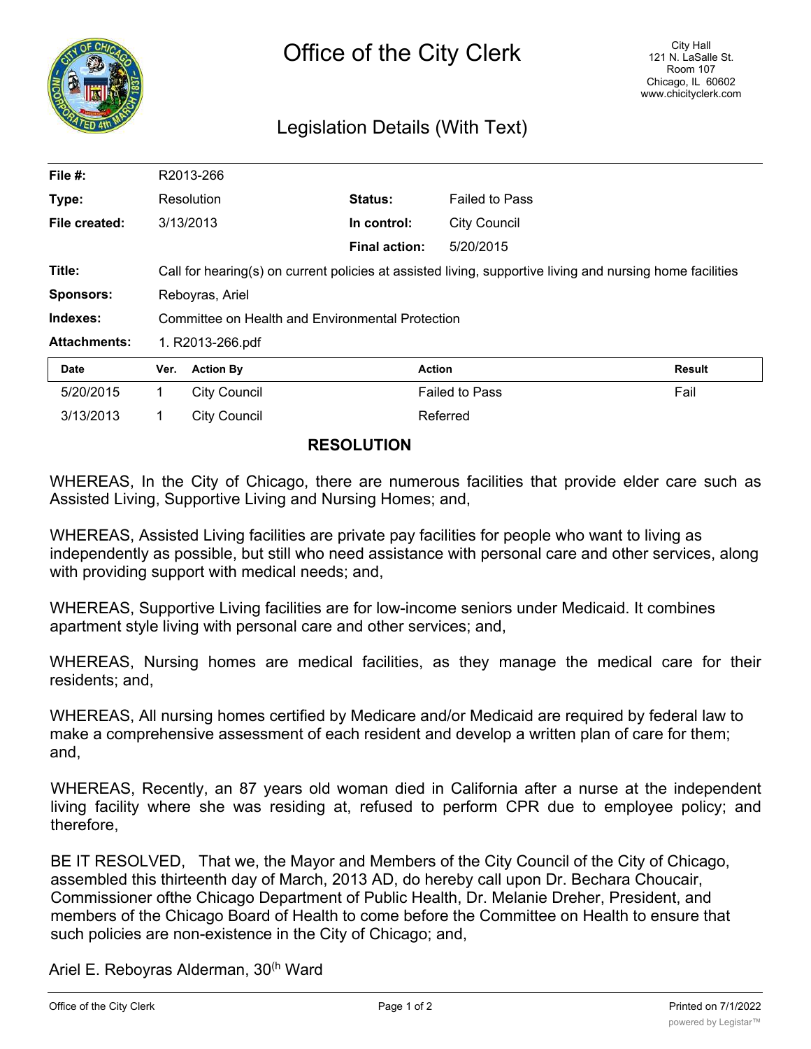# Office of the City Clerk

City Hall
121 N. LaSalle St.
Room 107
Chicago, IL 60602
www.chicityclerk.com

## Legislation Details (With Text)

| | | | |
|---|---|---|---|
| **File #:** | R2013-266 | | |
| **Type:** | Resolution | **Status:** | Failed to Pass |
| **File created:** | 3/13/2013 | **In control:** | City Council |
| | | **Final action:** | 5/20/2015 |
| **Title:** | Call for hearing(s) on current policies at assisted living, supportive living and nursing home facilities | | |
| **Sponsors:** | Reboyras, Ariel | | |
| **Indexes:** | Committee on Health and Environmental Protection | | |
| **Attachments:** | 1. R2013-266.pdf | | |

| Date | Ver. | Action By | Action | Result |
|---|---|---|---|---|
| 5/20/2015 | 1 | City Council | Failed to Pass | Fail |
| 3/13/2013 | 1 | City Council | Referred | |

### RESOLUTION

WHEREAS, In the City of Chicago, there are numerous facilities that provide elder care such as Assisted Living, Supportive Living and Nursing Homes; and,

WHEREAS, Assisted Living facilities are private pay facilities for people who want to living as independently as possible, but still who need assistance with personal care and other services, along with providing support with medical needs; and,

WHEREAS, Supportive Living facilities are for low-income seniors under Medicaid. It combines apartment style living with personal care and other services; and,

WHEREAS, Nursing homes are medical facilities, as they manage the medical care for their residents; and,

WHEREAS, All nursing homes certified by Medicare and/or Medicaid are required by federal law to make a comprehensive assessment of each resident and develop a written plan of care for them; and,

WHEREAS, Recently, an 87 years old woman died in California after a nurse at the independent living facility where she was residing at, refused to perform CPR due to employee policy; and therefore,

BE IT RESOLVED, That we, the Mayor and Members of the City Council of the City of Chicago, assembled this thirteenth day of March, 2013 AD, do hereby call upon Dr. Bechara Choucair, Commissioner ofthe Chicago Department of Public Health, Dr. Melanie Dreher, President, and members of the Chicago Board of Health to come before the Committee on Health to ensure that such policies are non-existence in the City of Chicago; and,

Ariel E. Reboyras Alderman, 30[th] Ward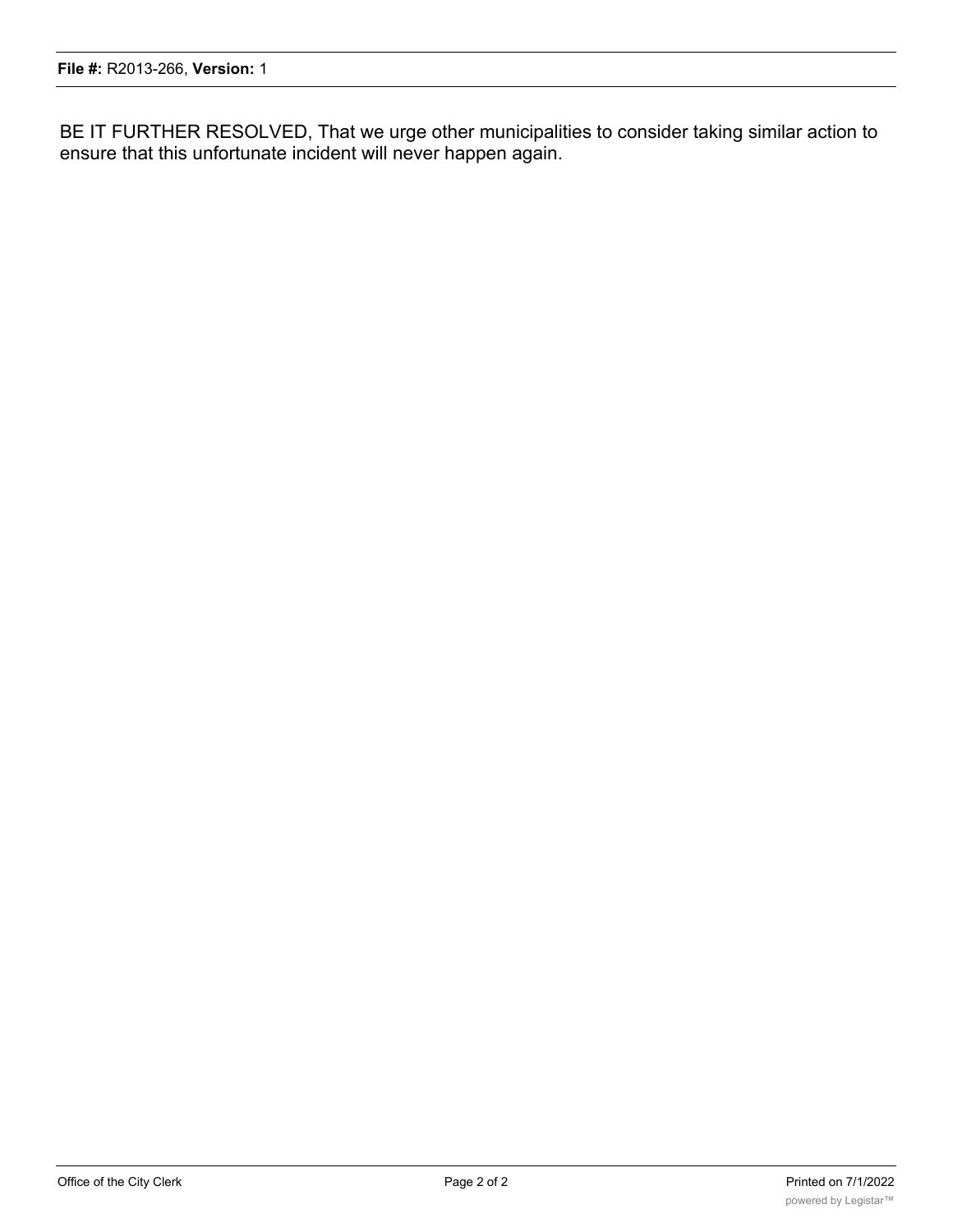BE IT FURTHER RESOLVED, That we urge other municipalities to consider taking similar action to ensure that this unfortunate incident will never happen again.